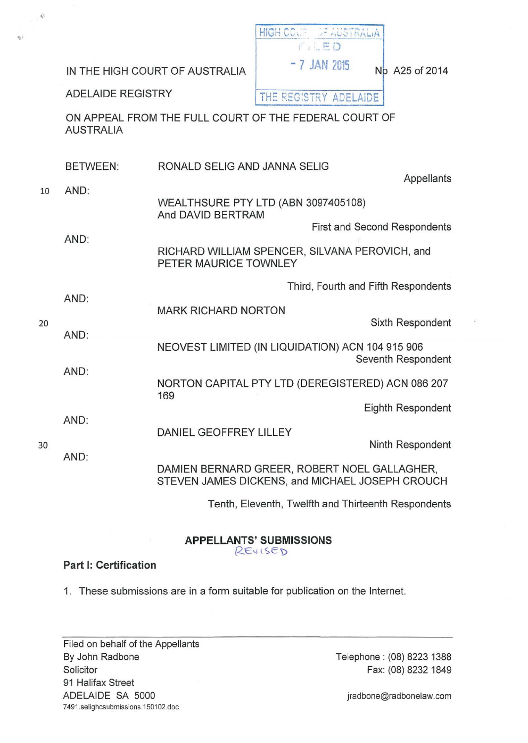IN THE HIGH COURT OF AUSTRALIA

ADELAIDE REGISTRY

HIGH COURT OF AUSTRALIA
FILED
- 7 JAN 2015
THE REGISTRY ADELAIDE

No A25 of 2014

ON APPEAL FROM THE FULL COURT OF THE FEDERAL COURT OF AUSTRALIA

BETWEEN: RONALD SELIG AND JANNA SELIG

Appellants

AND:

WEALTHSURE PTY LTD (ABN 3097405108)
And DAVID BERTRAM

First and Second Respondents

AND:

RICHARD WILLIAM SPENCER, SILVANA PEROVICH, and PETER MAURICE TOWNLEY

Third, Fourth and Fifth Respondents

AND:

MARK RICHARD NORTON

Sixth Respondent

AND:

NEOVEST LIMITED (IN LIQUIDATION) ACN 104 915 906

Seventh Respondent

AND:

NORTON CAPITAL PTY LTD (DEREGISTERED) ACN 086 207 169

Eighth Respondent

AND:

DANIEL GEOFFREY LILLEY

Ninth Respondent

AND:

DAMIEN BERNARD GREER, ROBERT NOEL GALLAGHER, STEVEN JAMES DICKENS, and MICHAEL JOSEPH CROUCH

Tenth, Eleventh, Twelfth and Thirteenth Respondents

## APPELLANTS' SUBMISSIONS
REVISED

### Part I: Certification

1. These submissions are in a form suitable for publication on the Internet.

---

Filed on behalf of the Appellants
By John Radbone
Solicitor
91 Halifax Street
ADELAIDE SA 5000
7491.selighcsubmissions.150102.doc

Telephone : (08) 8223 1388
Fax: (08) 8232 1849

jradbone@radbonelaw.com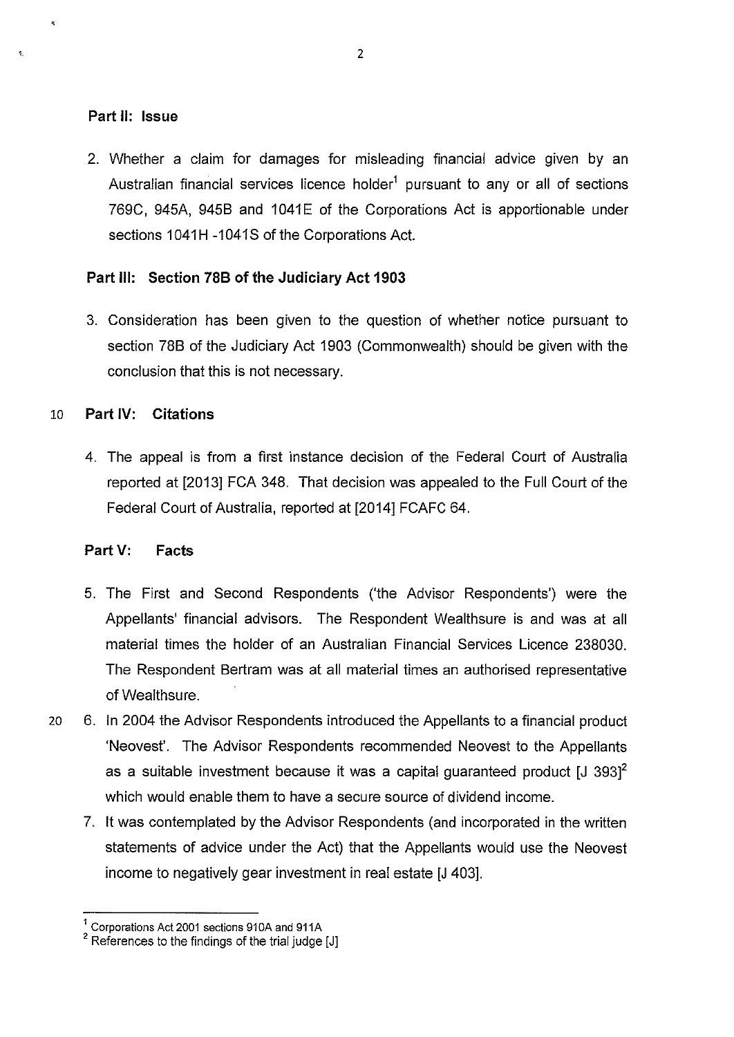## Part II: Issue

2. Whether a claim for damages for misleading financial advice given by an Australian financial services licence holder[1] pursuant to any or all of sections 769C, 945A, 945B and 1041E of the Corporations Act is apportionable under sections 1041H -1041S of the Corporations Act.

## Part III: Section 78B of the Judiciary Act 1903

3. Consideration has been given to the question of whether notice pursuant to section 78B of the Judiciary Act 1903 (Commonwealth) should be given with the conclusion that this is not necessary.

## Part IV: Citations

4. The appeal is from a first instance decision of the Federal Court of Australia reported at [2013] FCA 348. That decision was appealed to the Full Court of the Federal Court of Australia, reported at [2014] FCAFC 64.

## Part V: Facts

5. The First and Second Respondents ('the Advisor Respondents') were the Appellants' financial advisors. The Respondent Wealthsure is and was at all material times the holder of an Australian Financial Services Licence 238030. The Respondent Bertram was at all material times an authorised representative of Wealthsure.

6. In 2004 the Advisor Respondents introduced the Appellants to a financial product 'Neovest'. The Advisor Respondents recommended Neovest to the Appellants as a suitable investment because it was a capital guaranteed product [J 393][2] which would enable them to have a secure source of dividend income.

7. It was contemplated by the Advisor Respondents (and incorporated in the written statements of advice under the Act) that the Appellants would use the Neovest income to negatively gear investment in real estate [J 403].

---

[1] Corporations Act 2001 sections 910A and 911A

[2] References to the findings of the trial judge [J]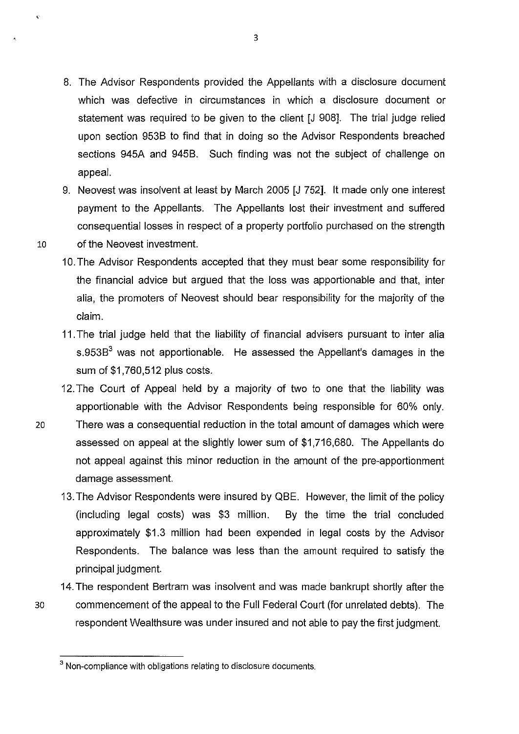8. The Advisor Respondents provided the Appellants with a disclosure document which was defective in circumstances in which a disclosure document or statement was required to be given to the client [J 908]. The trial judge relied upon section 953B to find that in doing so the Advisor Respondents breached sections 945A and 945B. Such finding was not the subject of challenge on appeal.

9. Neovest was insolvent at least by March 2005 [J 752]. It made only one interest payment to the Appellants. The Appellants lost their investment and suffered consequential losses in respect of a property portfolio purchased on the strength of the Neovest investment.

10. The Advisor Respondents accepted that they must bear some responsibility for the financial advice but argued that the loss was apportionable and that, inter alia, the promoters of Neovest should bear responsibility for the majority of the claim.

11. The trial judge held that the liability of financial advisers pursuant to inter alia s.953B[3] was not apportionable. He assessed the Appellant's damages in the sum of $1,760,512 plus costs.

12. The Court of Appeal held by a majority of two to one that the liability was apportionable with the Advisor Respondents being responsible for 60% only. There was a consequential reduction in the total amount of damages which were assessed on appeal at the slightly lower sum of $1,716,680. The Appellants do not appeal against this minor reduction in the amount of the pre-apportionment damage assessment.

13. The Advisor Respondents were insured by QBE. However, the limit of the policy (including legal costs) was $3 million. By the time the trial concluded approximately $1.3 million had been expended in legal costs by the Advisor Respondents. The balance was less than the amount required to satisfy the principal judgment.

14. The respondent Bertram was insolvent and was made bankrupt shortly after the commencement of the appeal to the Full Federal Court (for unrelated debts). The respondent Wealthsure was under insured and not able to pay the first judgment.

---

[3] Non-compliance with obligations relating to disclosure documents.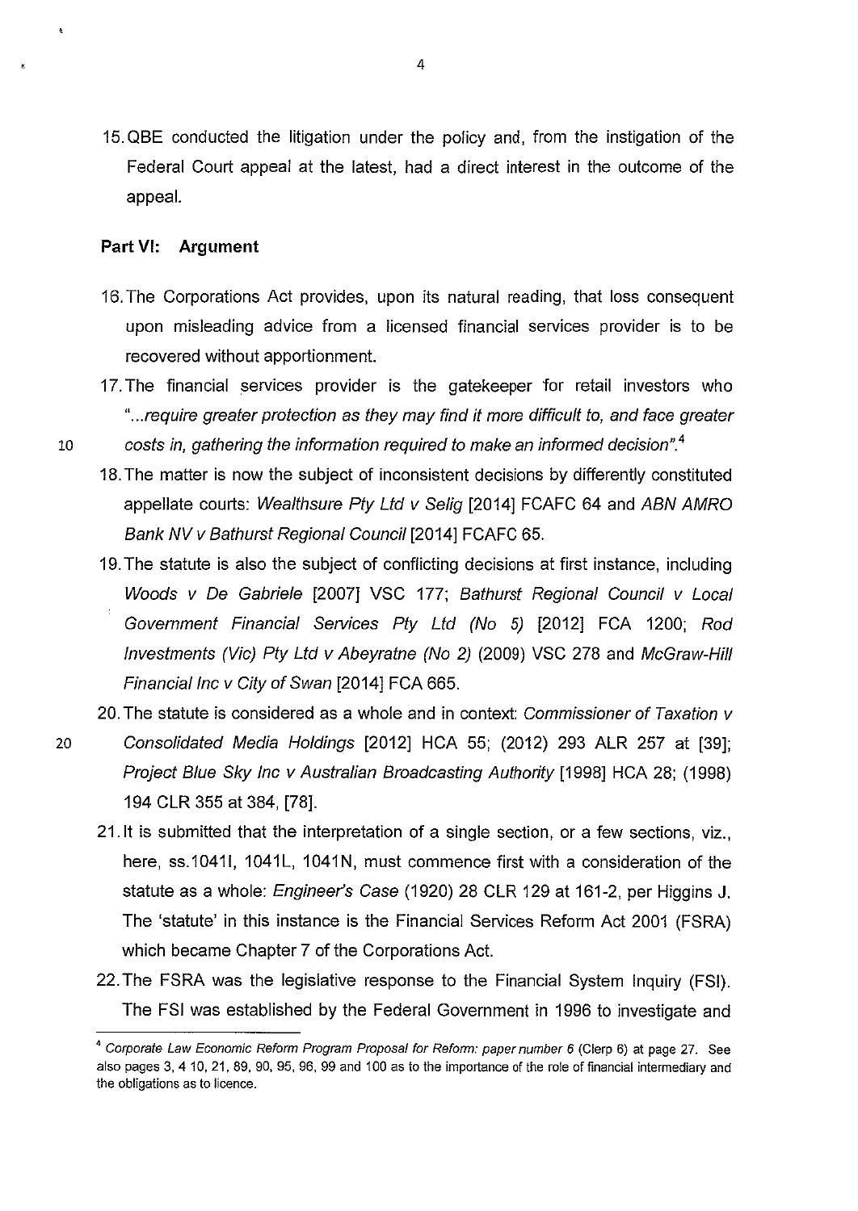15. QBE conducted the litigation under the policy and, from the instigation of the Federal Court appeal at the latest, had a direct interest in the outcome of the appeal.

**Part VI: Argument**

16. The Corporations Act provides, upon its natural reading, that loss consequent upon misleading advice from a licensed financial services provider is to be recovered without apportionment.

17. The financial services provider is the gatekeeper for retail investors who "*...require greater protection as they may find it more difficult to, and face greater costs in, gathering the information required to make an informed decision*".[4]

18. The matter is now the subject of inconsistent decisions by differently constituted appellate courts: *Wealthsure Pty Ltd v Selig* [2014] FCAFC 64 and *ABN AMRO Bank NV v Bathurst Regional Council* [2014] FCAFC 65.

19. The statute is also the subject of conflicting decisions at first instance, including *Woods v De Gabriele* [2007] VSC 177; *Bathurst Regional Council v Local Government Financial Services Pty Ltd (No 5)* [2012] FCA 1200; *Rod Investments (Vic) Pty Ltd v Abeyratne (No 2)* (2009) VSC 278 and *McGraw-Hill Financial Inc v City of Swan* [2014] FCA 665.

20. The statute is considered as a whole and in context: *Commissioner of Taxation v Consolidated Media Holdings* [2012] HCA 55; (2012) 293 ALR 257 at [39]; *Project Blue Sky Inc v Australian Broadcasting Authority* [1998] HCA 28; (1998) 194 CLR 355 at 384, [78].

21. It is submitted that the interpretation of a single section, or a few sections, viz., here, ss.1041I, 1041L, 1041N, must commence first with a consideration of the statute as a whole: *Engineer's Case* (1920) 28 CLR 129 at 161-2, per Higgins J. The 'statute' in this instance is the Financial Services Reform Act 2001 (FSRA) which became Chapter 7 of the Corporations Act.

22. The FSRA was the legislative response to the Financial System Inquiry (FSI). The FSI was established by the Federal Government in 1996 to investigate and

---

[4] *Corporate Law Economic Reform Program Proposal for Reform: paper number 6* (Clerp 6) at page 27. See also pages 3, 4 10, 21, 89, 90, 95, 96, 99 and 100 as to the importance of the role of financial intermediary and the obligations as to licence.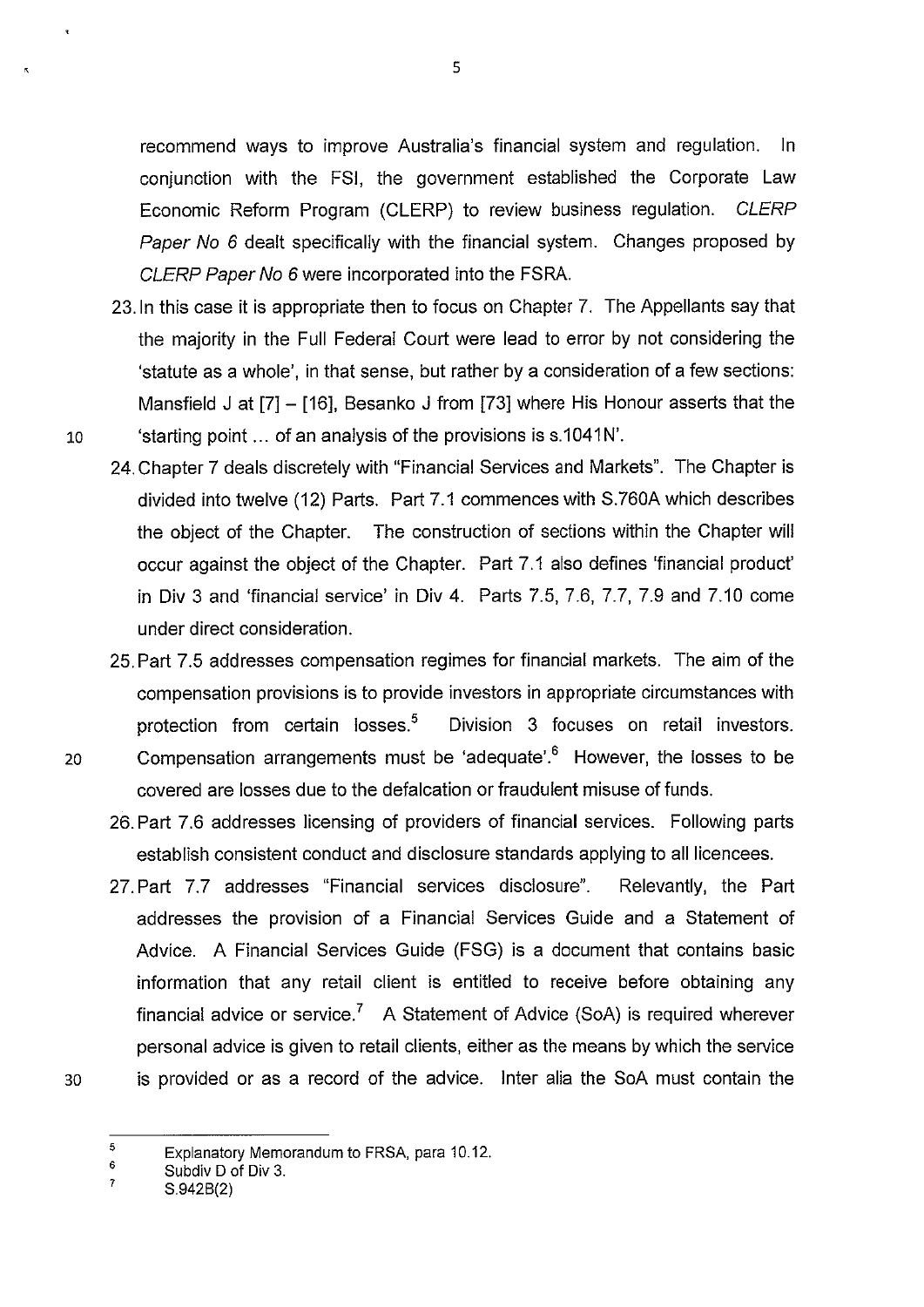recommend ways to improve Australia's financial system and regulation. In conjunction with the FSI, the government established the Corporate Law Economic Reform Program (CLERP) to review business regulation. *CLERP Paper No 6* dealt specifically with the financial system. Changes proposed by *CLERP Paper No 6* were incorporated into the FSRA.

23. In this case it is appropriate then to focus on Chapter 7. The Appellants say that the majority in the Full Federal Court were lead to error by not considering the 'statute as a whole', in that sense, but rather by a consideration of a few sections: Mansfield J at [7] – [16], Besanko J from [73] where His Honour asserts that the 'starting point ... of an analysis of the provisions is s.1041N'.

24. Chapter 7 deals discretely with "Financial Services and Markets". The Chapter is divided into twelve (12) Parts. Part 7.1 commences with S.760A which describes the object of the Chapter. The construction of sections within the Chapter will occur against the object of the Chapter. Part 7.1 also defines 'financial product' in Div 3 and 'financial service' in Div 4. Parts 7.5, 7.6, 7.7, 7.9 and 7.10 come under direct consideration.

25. Part 7.5 addresses compensation regimes for financial markets. The aim of the compensation provisions is to provide investors in appropriate circumstances with protection from certain losses.[5] Division 3 focuses on retail investors. Compensation arrangements must be 'adequate'.[6] However, the losses to be covered are losses due to the defalcation or fraudulent misuse of funds.

26. Part 7.6 addresses licensing of providers of financial services. Following parts establish consistent conduct and disclosure standards applying to all licencees.

27. Part 7.7 addresses "Financial services disclosure". Relevantly, the Part addresses the provision of a Financial Services Guide and a Statement of Advice. A Financial Services Guide (FSG) is a document that contains basic information that any retail client is entitled to receive before obtaining any financial advice or service.[7] A Statement of Advice (SoA) is required wherever personal advice is given to retail clients, either as the means by which the service is provided or as a record of the advice. Inter alia the SoA must contain the

---

[5] Explanatory Memorandum to FRSA, para 10.12.

[6] Subdiv D of Div 3.

[7] S.942B(2)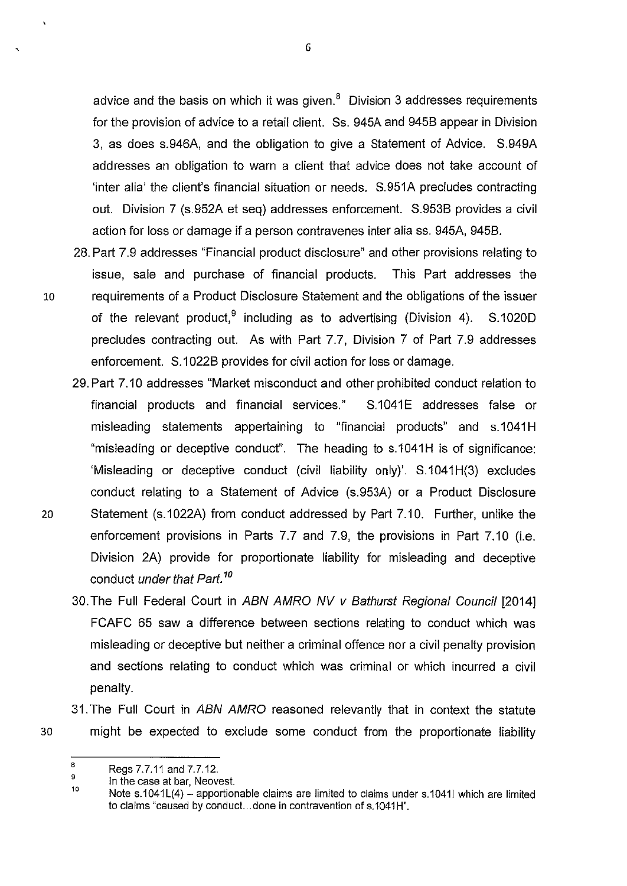advice and the basis on which it was given.[8] Division 3 addresses requirements for the provision of advice to a retail client. Ss. 945A and 945B appear in Division 3, as does s.946A, and the obligation to give a Statement of Advice. S.949A addresses an obligation to warn a client that advice does not take account of 'inter alia' the client's financial situation or needs. S.951A precludes contracting out. Division 7 (s.952A et seq) addresses enforcement. S.953B provides a civil action for loss or damage if a person contravenes inter alia ss. 945A, 945B.

28. Part 7.9 addresses "Financial product disclosure" and other provisions relating to issue, sale and purchase of financial products. This Part addresses the requirements of a Product Disclosure Statement and the obligations of the issuer of the relevant product,[9] including as to advertising (Division 4). S.1020D precludes contracting out. As with Part 7.7, Division 7 of Part 7.9 addresses enforcement. S.1022B provides for civil action for loss or damage.

29. Part 7.10 addresses "Market misconduct and other prohibited conduct relation to financial products and financial services." S.1041E addresses false or misleading statements appertaining to "financial products" and s.1041H "misleading or deceptive conduct". The heading to s.1041H is of significance: 'Misleading or deceptive conduct (civil liability only)'. S.1041H(3) excludes conduct relating to a Statement of Advice (s.953A) or a Product Disclosure Statement (s.1022A) from conduct addressed by Part 7.10. Further, unlike the enforcement provisions in Parts 7.7 and 7.9, the provisions in Part 7.10 (i.e. Division 2A) provide for proportionate liability for misleading and deceptive conduct *under that Part.*[10]

30. The Full Federal Court in *ABN AMRO NV v Bathurst Regional Council* [2014] FCAFC 65 saw a difference between sections relating to conduct which was misleading or deceptive but neither a criminal offence nor a civil penalty provision and sections relating to conduct which was criminal or which incurred a civil penalty.

31. The Full Court in *ABN AMRO* reasoned relevantly that in context the statute might be expected to exclude some conduct from the proportionate liability

---

[8] Regs 7.7.11 and 7.7.12.

[9] In the case at bar, Neovest.

[10] Note s.1041L(4) – apportionable claims are limited to claims under s.1041I which are limited to claims "caused by conduct…done in contravention of s.1041H".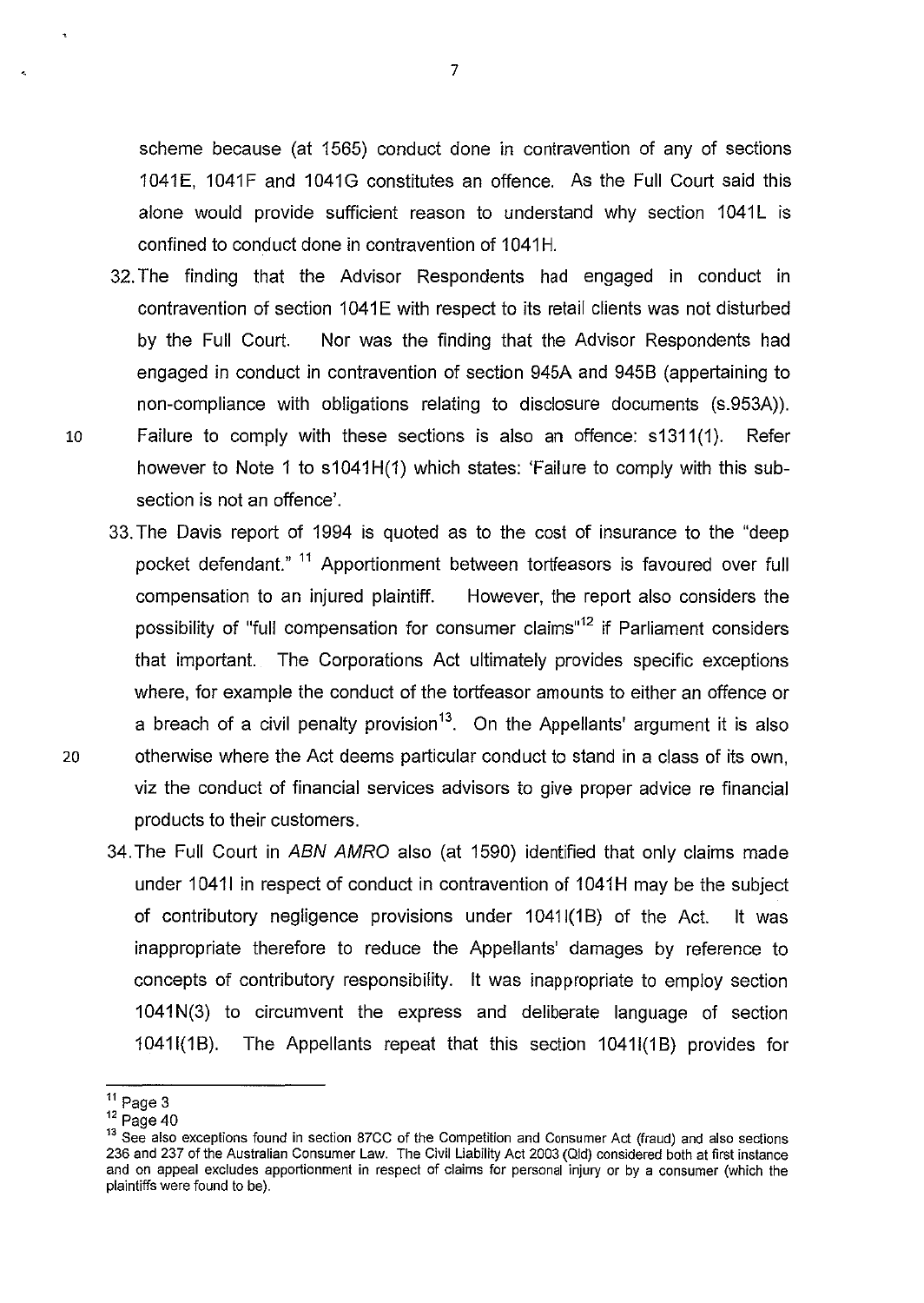scheme because (at 1565) conduct done in contravention of any of sections 1041E, 1041F and 1041G constitutes an offence. As the Full Court said this alone would provide sufficient reason to understand why section 1041L is confined to conduct done in contravention of 1041H.

32. The finding that the Advisor Respondents had engaged in conduct in contravention of section 1041E with respect to its retail clients was not disturbed by the Full Court. Nor was the finding that the Advisor Respondents had engaged in conduct in contravention of section 945A and 945B (appertaining to non-compliance with obligations relating to disclosure documents (s.953A)). Failure to comply with these sections is also an offence: s1311(1). Refer however to Note 1 to s1041H(1) which states: 'Failure to comply with this sub-section is not an offence'.

33. The Davis report of 1994 is quoted as to the cost of insurance to the "deep pocket defendant."[11] Apportionment between tortfeasors is favoured over full compensation to an injured plaintiff. However, the report also considers the possibility of "full compensation for consumer claims"[12] if Parliament considers that important. The Corporations Act ultimately provides specific exceptions where, for example the conduct of the tortfeasor amounts to either an offence or a breach of a civil penalty provision[13]. On the Appellants' argument it is also otherwise where the Act deems particular conduct to stand in a class of its own, viz the conduct of financial services advisors to give proper advice re financial products to their customers.

34. The Full Court in *ABN AMRO* also (at 1590) identified that only claims made under 1041I in respect of conduct in contravention of 1041H may be the subject of contributory negligence provisions under 1041I(1B) of the Act. It was inappropriate therefore to reduce the Appellants' damages by reference to concepts of contributory responsibility. It was inappropriate to employ section 1041N(3) to circumvent the express and deliberate language of section 1041I(1B). The Appellants repeat that this section 1041I(1B) provides for

---

[11] Page 3

[12] Page 40

[13] See also exceptions found in section 87CC of the Competition and Consumer Act (fraud) and also sections 236 and 237 of the Australian Consumer Law. The Civil Liability Act 2003 (Qld) considered both at first instance and on appeal excludes apportionment in respect of claims for personal injury or by a consumer (which the plaintiffs were found to be).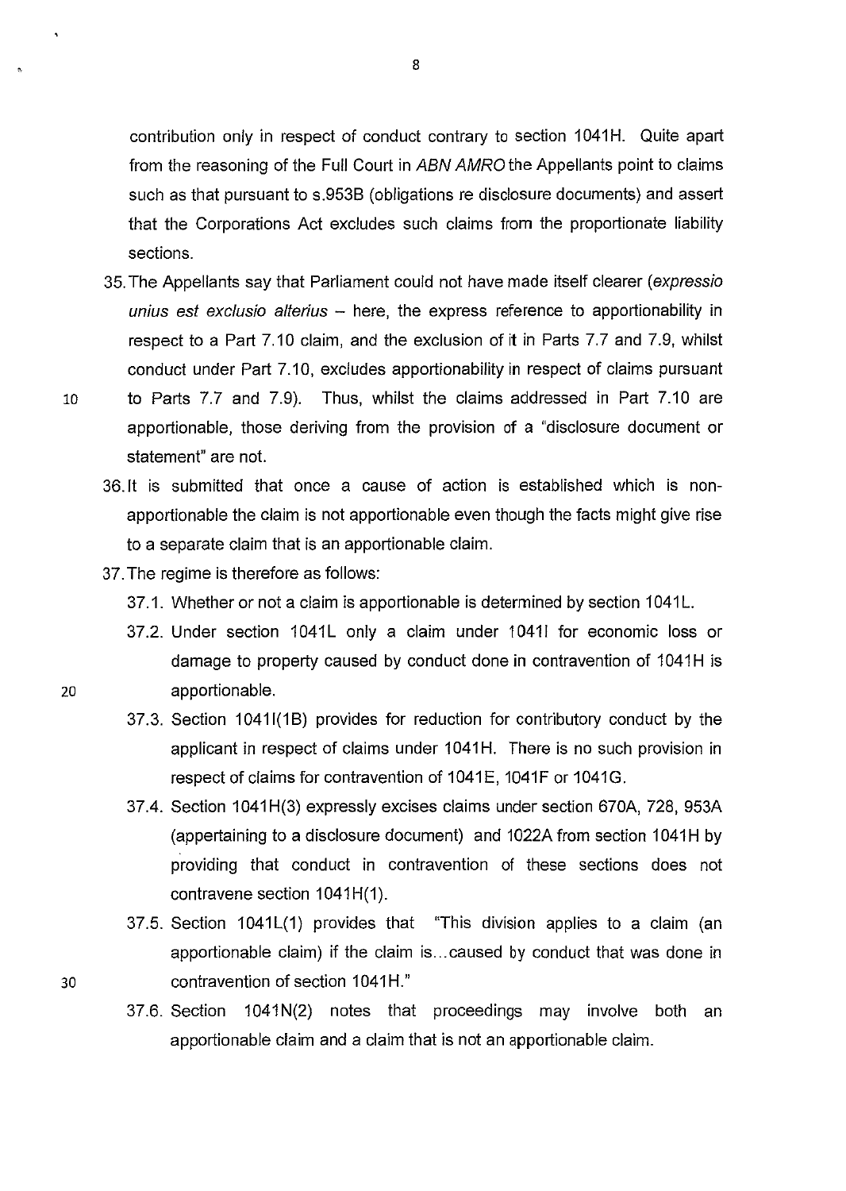contribution only in respect of conduct contrary to section 1041H. Quite apart from the reasoning of the Full Court in *ABN AMRO* the Appellants point to claims such as that pursuant to s.953B (obligations re disclosure documents) and assert that the Corporations Act excludes such claims from the proportionate liability sections.

35. The Appellants say that Parliament could not have made itself clearer (*expressio unius est exclusio alterius* – here, the express reference to apportionability in respect to a Part 7.10 claim, and the exclusion of it in Parts 7.7 and 7.9, whilst conduct under Part 7.10, excludes apportionability in respect of claims pursuant to Parts 7.7 and 7.9). Thus, whilst the claims addressed in Part 7.10 are apportionable, those deriving from the provision of a "disclosure document or statement" are not.

36. It is submitted that once a cause of action is established which is non-apportionable the claim is not apportionable even though the facts might give rise to a separate claim that is an apportionable claim.

37. The regime is therefore as follows:

    37.1. Whether or not a claim is apportionable is determined by section 1041L.

    37.2. Under section 1041L only a claim under 1041I for economic loss or damage to property caused by conduct done in contravention of 1041H is apportionable.

    37.3. Section 1041I(1B) provides for reduction for contributory conduct by the applicant in respect of claims under 1041H. There is no such provision in respect of claims for contravention of 1041E, 1041F or 1041G.

    37.4. Section 1041H(3) expressly excises claims under section 670A, 728, 953A (appertaining to a disclosure document) and 1022A from section 1041H by providing that conduct in contravention of these sections does not contravene section 1041H(1).

    37.5. Section 1041L(1) provides that "This division applies to a claim (an apportionable claim) if the claim is…caused by conduct that was done in contravention of section 1041H."

    37.6. Section 1041N(2) notes that proceedings may involve both an apportionable claim and a claim that is not an apportionable claim.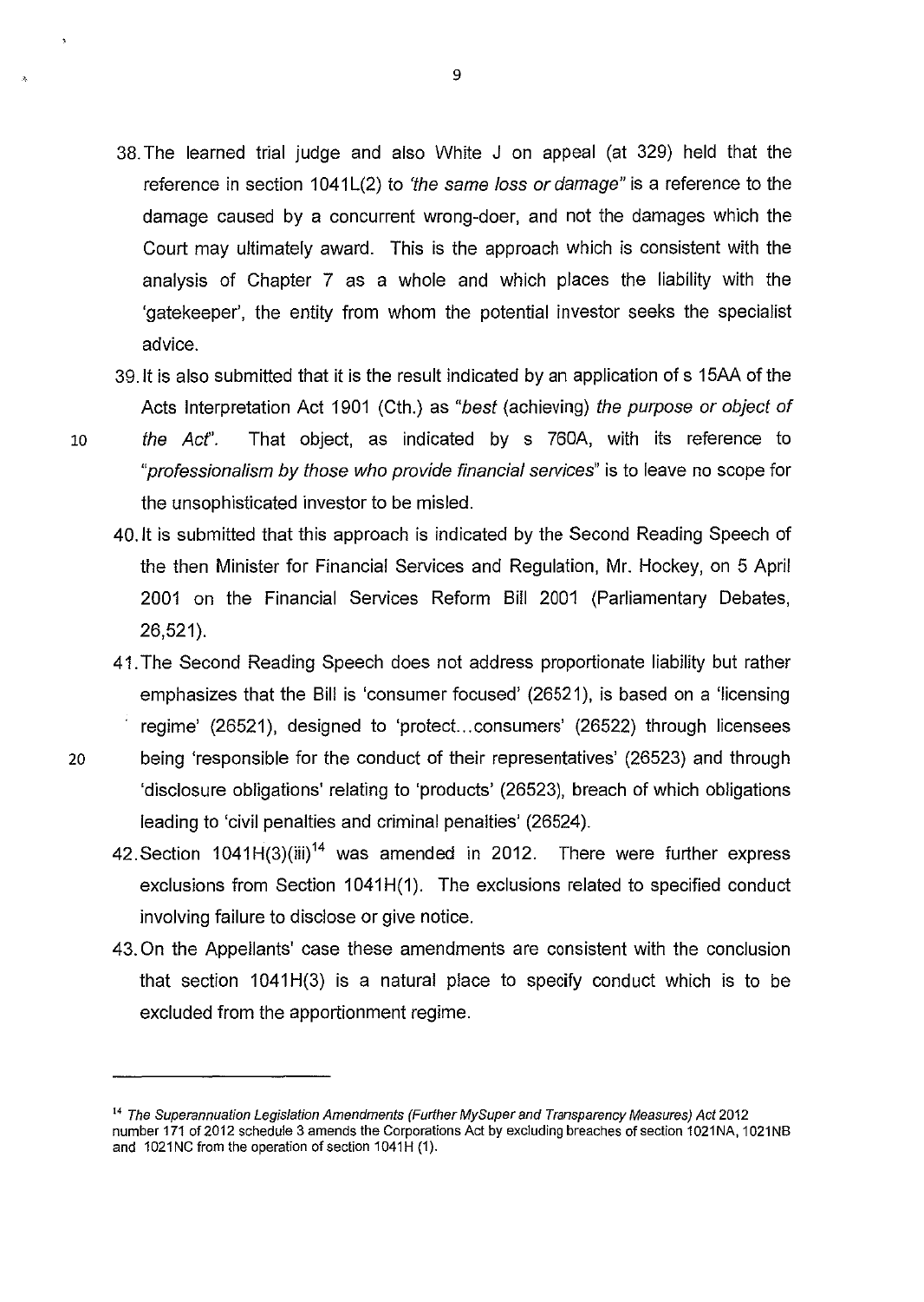38. The learned trial judge and also White J on appeal (at 329) held that the reference in section 1041L(2) to *'the same loss or damage"* is a reference to the damage caused by a concurrent wrong-doer, and not the damages which the Court may ultimately award. This is the approach which is consistent with the analysis of Chapter 7 as a whole and which places the liability with the 'gatekeeper', the entity from whom the potential investor seeks the specialist advice.

39. It is also submitted that it is the result indicated by an application of s 15AA of the Acts Interpretation Act 1901 (Cth.) as *"best* (achieving) *the purpose or object of the Act"*. That object, as indicated by s 760A, with its reference to *"professionalism by those who provide financial services"* is to leave no scope for the unsophisticated investor to be misled.

40. It is submitted that this approach is indicated by the Second Reading Speech of the then Minister for Financial Services and Regulation, Mr. Hockey, on 5 April 2001 on the Financial Services Reform Bill 2001 (Parliamentary Debates, 26,521).

41. The Second Reading Speech does not address proportionate liability but rather emphasizes that the Bill is 'consumer focused' (26521), is based on a 'licensing regime' (26521), designed to 'protect...consumers' (26522) through licensees being 'responsible for the conduct of their representatives' (26523) and through 'disclosure obligations' relating to 'products' (26523), breach of which obligations leading to 'civil penalties and criminal penalties' (26524).

42. Section 1041H(3)(iii)[14] was amended in 2012. There were further express exclusions from Section 1041H(1). The exclusions related to specified conduct involving failure to disclose or give notice.

43. On the Appellants' case these amendments are consistent with the conclusion that section 1041H(3) is a natural place to specify conduct which is to be excluded from the apportionment regime.

---

[14] *The Superannuation Legislation Amendments (Further MySuper and Transparency Measures) Act* 2012 number 171 of 2012 schedule 3 amends the Corporations Act by excluding breaches of section 1021NA, 1021NB and 1021NC from the operation of section 1041H (1).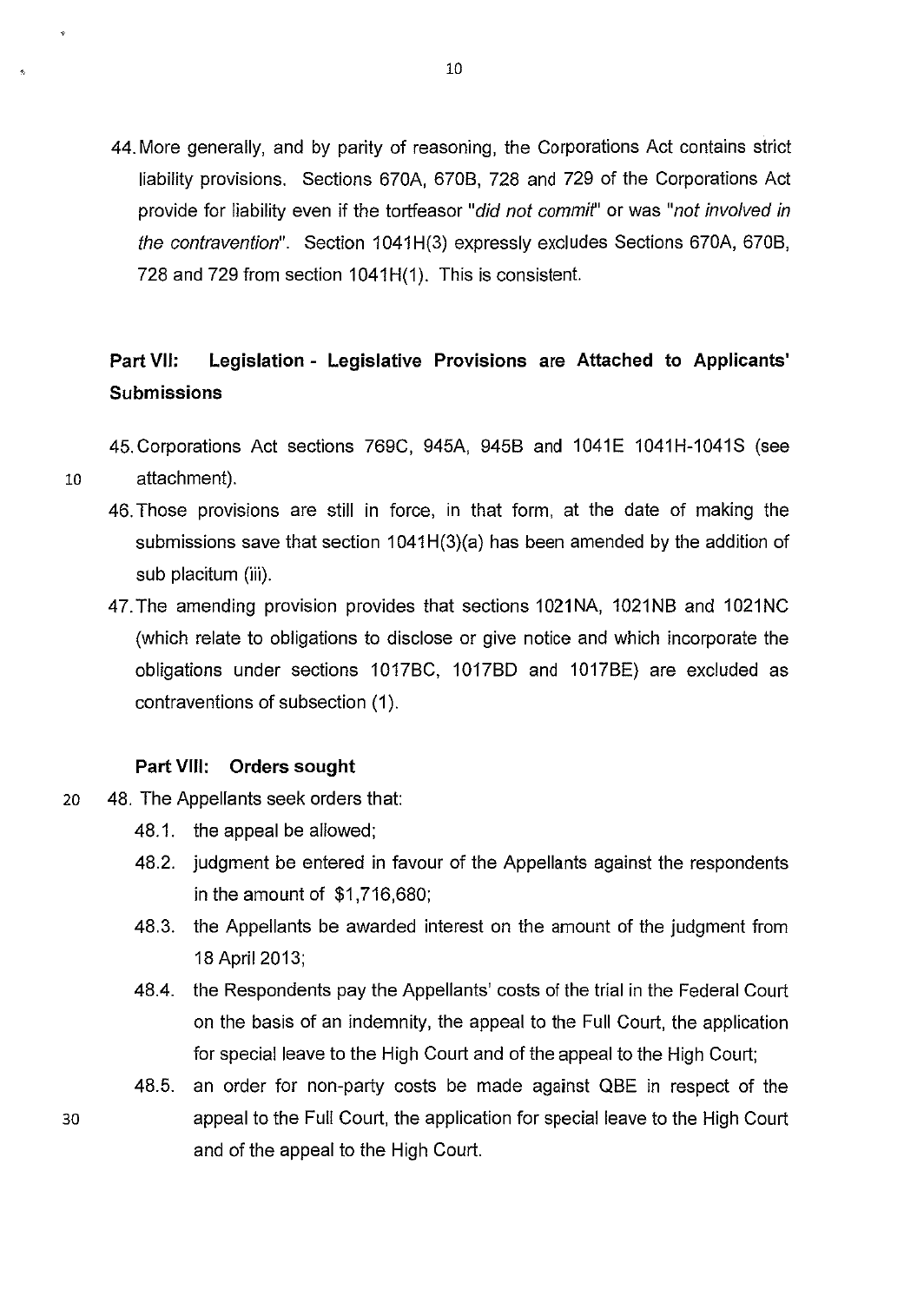44. More generally, and by parity of reasoning, the Corporations Act contains strict liability provisions. Sections 670A, 670B, 728 and 729 of the Corporations Act provide for liability even if the tortfeasor "*did not commit*" or was "*not involved in the contravention*". Section 1041H(3) expressly excludes Sections 670A, 670B, 728 and 729 from section 1041H(1). This is consistent.

## Part VII: Legislation - Legislative Provisions are Attached to Applicants' Submissions

45. Corporations Act sections 769C, 945A, 945B and 1041E 1041H-1041S (see attachment).

46. Those provisions are still in force, in that form, at the date of making the submissions save that section 1041H(3)(a) has been amended by the addition of sub placitum (iii).

47. The amending provision provides that sections 1021NA, 1021NB and 1021NC (which relate to obligations to disclose or give notice and which incorporate the obligations under sections 1017BC, 1017BD and 1017BE) are excluded as contraventions of subsection (1).

## Part VIII: Orders sought

48. The Appellants seek orders that:

48.1. the appeal be allowed;

48.2. judgment be entered in favour of the Appellants against the respondents in the amount of $1,716,680;

48.3. the Appellants be awarded interest on the amount of the judgment from 18 April 2013;

48.4. the Respondents pay the Appellants' costs of the trial in the Federal Court on the basis of an indemnity, the appeal to the Full Court, the application for special leave to the High Court and of the appeal to the High Court;

48.5. an order for non-party costs be made against QBE in respect of the appeal to the Full Court, the application for special leave to the High Court and of the appeal to the High Court.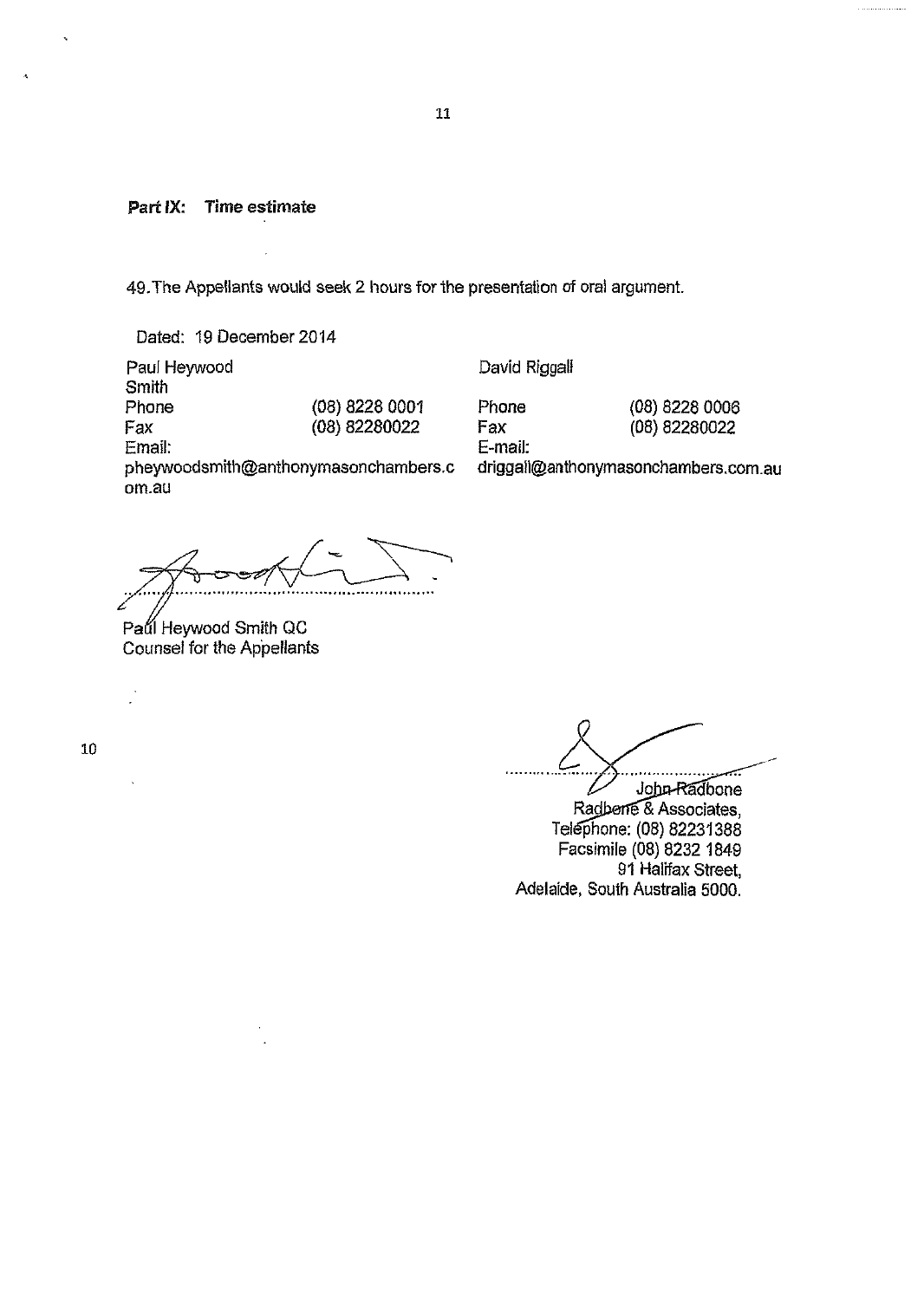**Part IX: Time estimate**

49. The Appellants would seek 2 hours for the presentation of oral argument.

Dated: 19 December 2014

Paul Heywood Smith
Phone (08) 8228 0001
Fax (08) 82280022
Email: pheywoodsmith@anthonymasonchambers.com.au

David Riggall
Phone (08) 8228 0006
Fax (08) 82280022
E-mail: driggall@anthonymasonchambers.com.au

Paul Heywood Smith QC
Counsel for the Appellants

John Radbone
Radbone & Associates,
Telephone: (08) 82231388
Facsimile (08) 8232 1849
91 Halifax Street,
Adelaide, South Australia 5000.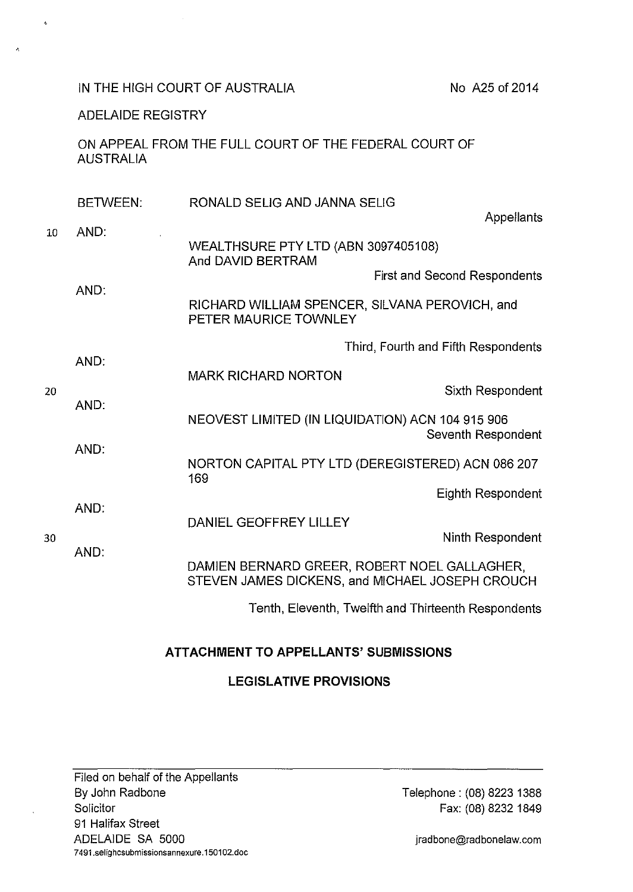IN THE HIGH COURT OF AUSTRALIA

No A25 of 2014

ADELAIDE REGISTRY

ON APPEAL FROM THE FULL COURT OF THE FEDERAL COURT OF AUSTRALIA

BETWEEN: RONALD SELIG AND JANNA SELIG

Appellants

AND:

WEALTHSURE PTY LTD (ABN 3097405108)
And DAVID BERTRAM

First and Second Respondents

AND:

RICHARD WILLIAM SPENCER, SILVANA PEROVICH, and PETER MAURICE TOWNLEY

Third, Fourth and Fifth Respondents

AND:

MARK RICHARD NORTON

Sixth Respondent

AND:

NEOVEST LIMITED (IN LIQUIDATION) ACN 104 915 906

Seventh Respondent

AND:

NORTON CAPITAL PTY LTD (DEREGISTERED) ACN 086 207 169

Eighth Respondent

AND:

DANIEL GEOFFREY LILLEY

Ninth Respondent

AND:

DAMIEN BERNARD GREER, ROBERT NOEL GALLAGHER, STEVEN JAMES DICKENS, and MICHAEL JOSEPH CROUCH

Tenth, Eleventh, Twelfth and Thirteenth Respondents

## ATTACHMENT TO APPELLANTS' SUBMISSIONS

## LEGISLATIVE PROVISIONS

Filed on behalf of the Appellants
By John Radbone
Solicitor
91 Halifax Street
ADELAIDE SA 5000
7491.selighcsubmissionsannexure.150102.doc

Telephone : (08) 8223 1388
Fax: (08) 8232 1849

jradbone@radbonelaw.com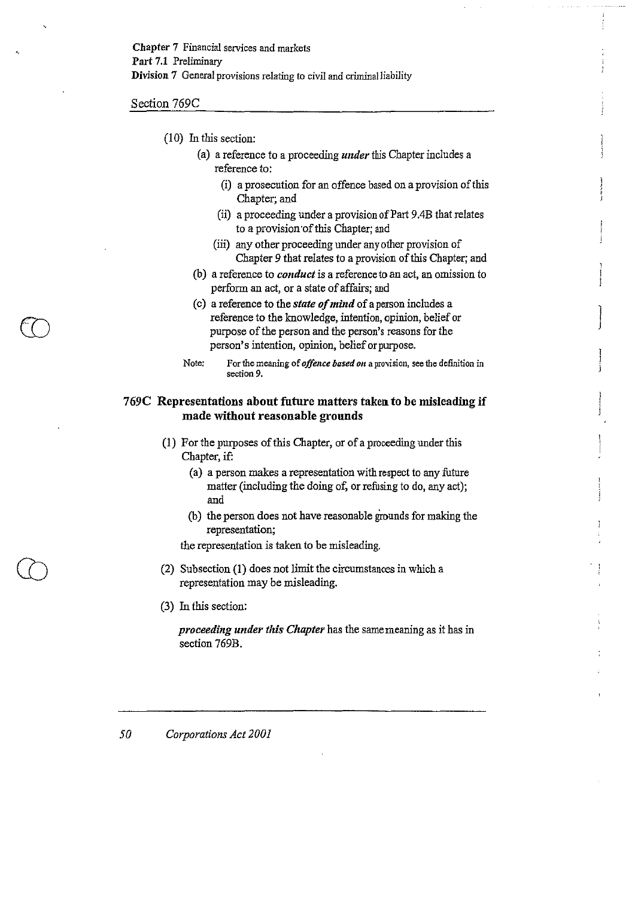(10) In this section:

(a) a reference to a proceeding ***under*** this Chapter includes a reference to:

(i) a prosecution for an offence based on a provision of this Chapter; and

(ii) a proceeding under a provision of Part 9.4B that relates to a provision of this Chapter; and

(iii) any other proceeding under any other provision of Chapter 9 that relates to a provision of this Chapter; and

(b) a reference to ***conduct*** is a reference to an act, an omission to perform an act, or a state of affairs; and

(c) a reference to the ***state of mind*** of a person includes a reference to the knowledge, intention, opinion, belief or purpose of the person and the person's reasons for the person's intention, opinion, belief or purpose.

Note: For the meaning of ***offence based on*** a provision, see the definition in section 9.

### 769C Representations about future matters taken to be misleading if made without reasonable grounds

(1) For the purposes of this Chapter, or of a proceeding under this Chapter, if:

(a) a person makes a representation with respect to any future matter (including the doing of, or refusing to do, any act); and

(b) the person does not have reasonable grounds for making the representation;

the representation is taken to be misleading.

(2) Subsection (1) does not limit the circumstances in which a representation may be misleading.

(3) In this section:

***proceeding under this Chapter*** has the same meaning as it has in section 769B.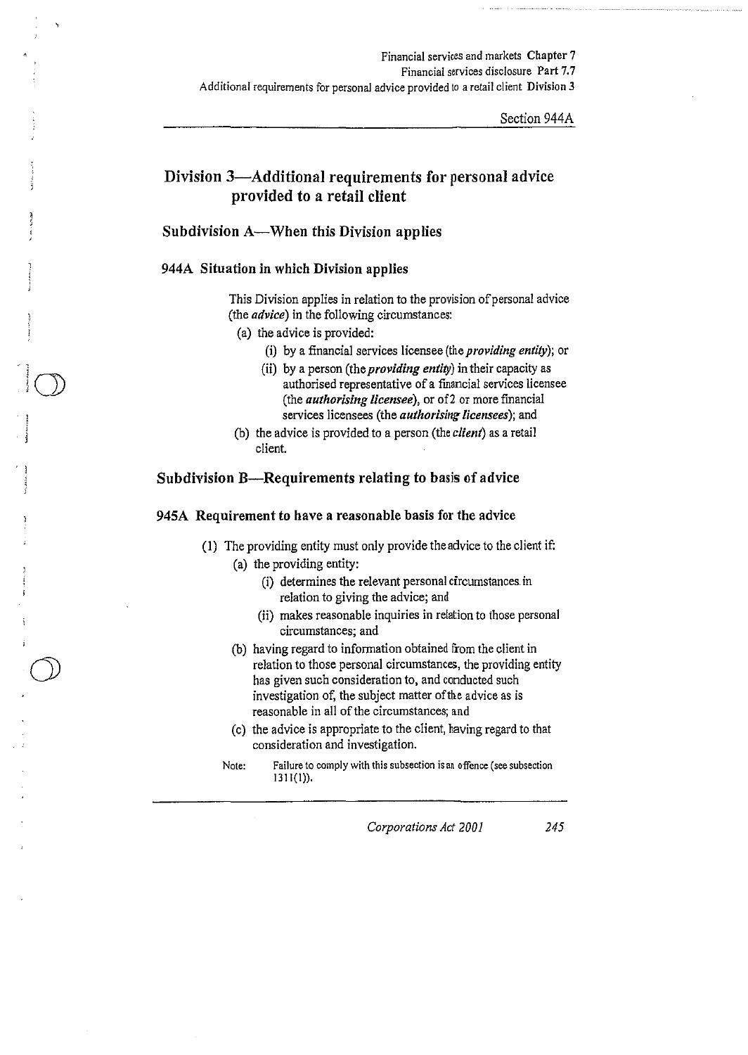## Division 3—Additional requirements for personal advice provided to a retail client

### Subdivision A—When this Division applies

#### 944A Situation in which Division applies

This Division applies in relation to the provision of personal advice (the *advice*) in the following circumstances:

(a) the advice is provided:

(i) by a financial services licensee (the *providing entity*); or

(ii) by a person (the *providing entity*) in their capacity as authorised representative of a financial services licensee (the *authorising licensee*), or of 2 or more financial services licensees (the *authorising licensees*); and

(b) the advice is provided to a person (the *client*) as a retail client.

### Subdivision B—Requirements relating to basis of advice

#### 945A Requirement to have a reasonable basis for the advice

(1) The providing entity must only provide the advice to the client if:

(a) the providing entity:

(i) determines the relevant personal circumstances in relation to giving the advice; and

(ii) makes reasonable inquiries in relation to those personal circumstances; and

(b) having regard to information obtained from the client in relation to those personal circumstances, the providing entity has given such consideration to, and conducted such investigation of, the subject matter of the advice as is reasonable in all of the circumstances; and

(c) the advice is appropriate to the client, having regard to that consideration and investigation.

Note: Failure to comply with this subsection is an offence (see subsection 1311(1)).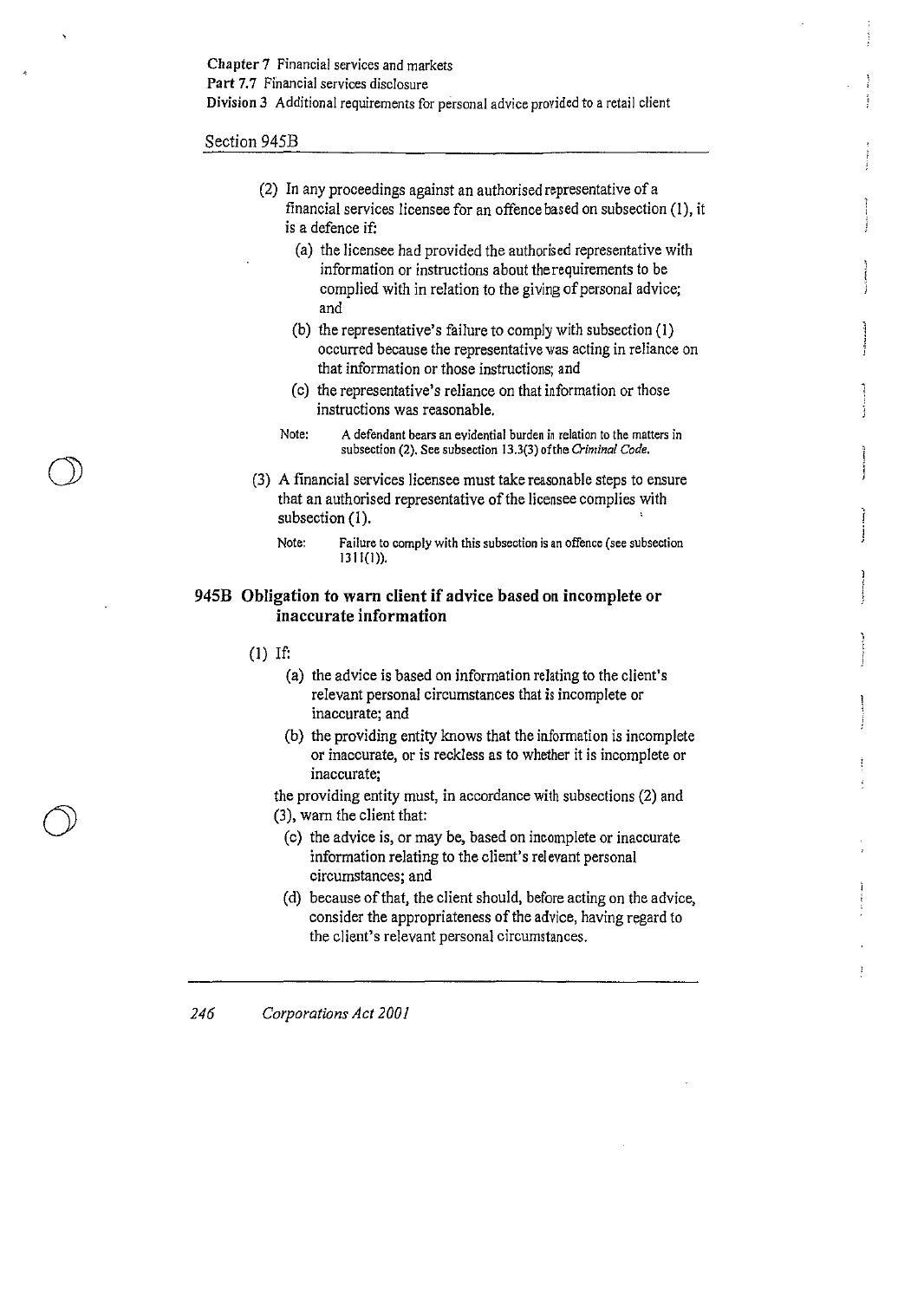(2) In any proceedings against an authorised representative of a financial services licensee for an offence based on subsection (1), it is a defence if:

  (a) the licensee had provided the authorised representative with information or instructions about the requirements to be complied with in relation to the giving of personal advice; and

  (b) the representative's failure to comply with subsection (1) occurred because the representative was acting in reliance on that information or those instructions; and

  (c) the representative's reliance on that information or those instructions was reasonable.

Note: A defendant bears an evidential burden in relation to the matters in subsection (2). See subsection 13.3(3) of the *Criminal Code*.

(3) A financial services licensee must take reasonable steps to ensure that an authorised representative of the licensee complies with subsection (1).

Note: Failure to comply with this subsection is an offence (see subsection 1311(1)).

### 945B Obligation to warn client if advice based on incomplete or inaccurate information

(1) If:

  (a) the advice is based on information relating to the client's relevant personal circumstances that is incomplete or inaccurate; and

  (b) the providing entity knows that the information is incomplete or inaccurate, or is reckless as to whether it is incomplete or inaccurate;

the providing entity must, in accordance with subsections (2) and (3), warn the client that:

  (c) the advice is, or may be, based on incomplete or inaccurate information relating to the client's relevant personal circumstances; and

  (d) because of that, the client should, before acting on the advice, consider the appropriateness of the advice, having regard to the client's relevant personal circumstances.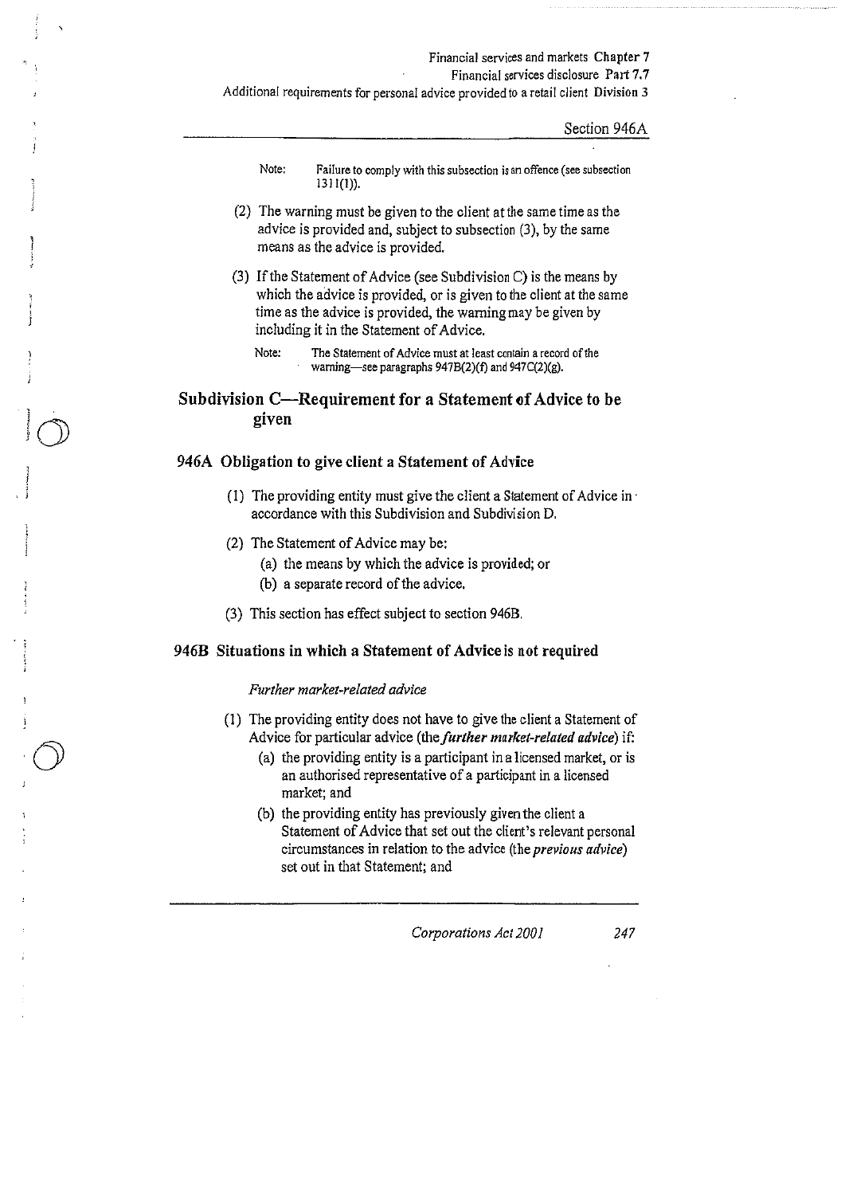Note: Failure to comply with this subsection is an offence (see subsection 1311(1)).

(2) The warning must be given to the client at the same time as the advice is provided and, subject to subsection (3), by the same means as the advice is provided.

(3) If the Statement of Advice (see Subdivision C) is the means by which the advice is provided, or is given to the client at the same time as the advice is provided, the warning may be given by including it in the Statement of Advice.

Note: The Statement of Advice must at least contain a record of the warning—see paragraphs 947B(2)(f) and 947C(2)(g).

## Subdivision C—Requirement for a Statement of Advice to be given

### 946A Obligation to give client a Statement of Advice

(1) The providing entity must give the client a Statement of Advice in accordance with this Subdivision and Subdivision D.

(2) The Statement of Advice may be:

(a) the means by which the advice is provided; or

(b) a separate record of the advice.

(3) This section has effect subject to section 946B.

### 946B Situations in which a Statement of Advice is not required

*Further market-related advice*

(1) The providing entity does not have to give the client a Statement of Advice for particular advice (the ***further market-related advice***) if:

(a) the providing entity is a participant in a licensed market, or is an authorised representative of a participant in a licensed market; and

(b) the providing entity has previously given the client a Statement of Advice that set out the client's relevant personal circumstances in relation to the advice (the ***previous advice***) set out in that Statement; and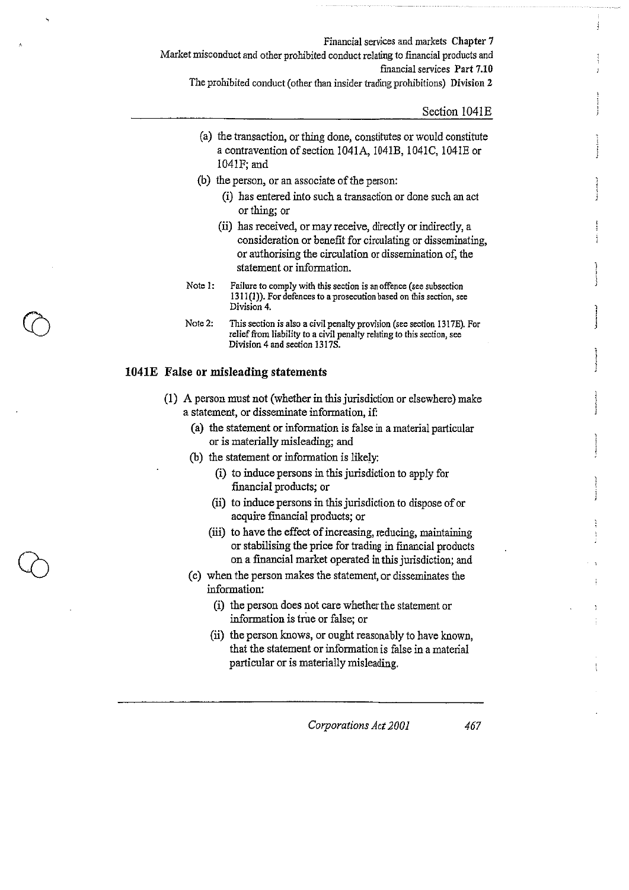(a) the transaction, or thing done, constitutes or would constitute a contravention of section 1041A, 1041B, 1041C, 1041E or 1041F; and

(b) the person, or an associate of the person:

   (i) has entered into such a transaction or done such an act or thing; or

   (ii) has received, or may receive, directly or indirectly, a consideration or benefit for circulating or disseminating, or authorising the circulation or dissemination of, the statement or information.

Note 1: Failure to comply with this section is an offence (see subsection 1311(1)). For defences to a prosecution based on this section, see Division 4.

Note 2: This section is also a civil penalty provision (see section 1317E). For relief from liability to a civil penalty relating to this section, see Division 4 and section 1317S.

### 1041E False or misleading statements

(1) A person must not (whether in this jurisdiction or elsewhere) make a statement, or disseminate information, if:

(a) the statement or information is false in a material particular or is materially misleading; and

(b) the statement or information is likely:

   (i) to induce persons in this jurisdiction to apply for financial products; or

   (ii) to induce persons in this jurisdiction to dispose of or acquire financial products; or

   (iii) to have the effect of increasing, reducing, maintaining or stabilising the price for trading in financial products on a financial market operated in this jurisdiction; and

(c) when the person makes the statement, or disseminates the information:

   (i) the person does not care whether the statement or information is true or false; or

   (ii) the person knows, or ought reasonably to have known, that the statement or information is false in a material particular or is materially misleading.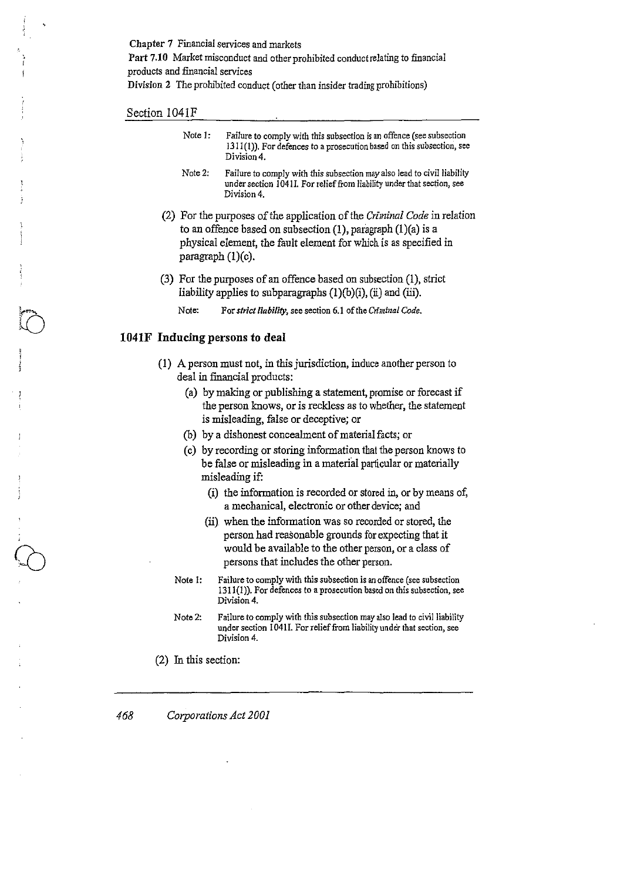Note 1: Failure to comply with this subsection is an offence (see subsection 1311(1)). For defences to a prosecution based on this subsection, see Division 4.

Note 2: Failure to comply with this subsection may also lead to civil liability under section 1041I. For relief from liability under that section, see Division 4.

(2) For the purposes of the application of the *Criminal Code* in relation to an offence based on subsection (1), paragraph (1)(a) is a physical element, the fault element for which is as specified in paragraph (1)(c).

(3) For the purposes of an offence based on subsection (1), strict liability applies to subparagraphs (1)(b)(i), (ii) and (iii).

Note: For *strict liability*, see section 6.1 of the *Criminal Code*.

## 1041F Inducing persons to deal

(1) A person must not, in this jurisdiction, induce another person to deal in financial products:

- (a) by making or publishing a statement, promise or forecast if the person knows, or is reckless as to whether, the statement is misleading, false or deceptive; or
- (b) by a dishonest concealment of material facts; or
- (c) by recording or storing information that the person knows to be false or misleading in a material particular or materially misleading if:
  - (i) the information is recorded or stored in, or by means of, a mechanical, electronic or other device; and
  - (ii) when the information was so recorded or stored, the person had reasonable grounds for expecting that it would be available to the other person, or a class of persons that includes the other person.

Note 1: Failure to comply with this subsection is an offence (see subsection 1311(1)). For defences to a prosecution based on this subsection, see Division 4.

Note 2: Failure to comply with this subsection may also lead to civil liability under section 1041I. For relief from liability under that section, see Division 4.

(2) In this section: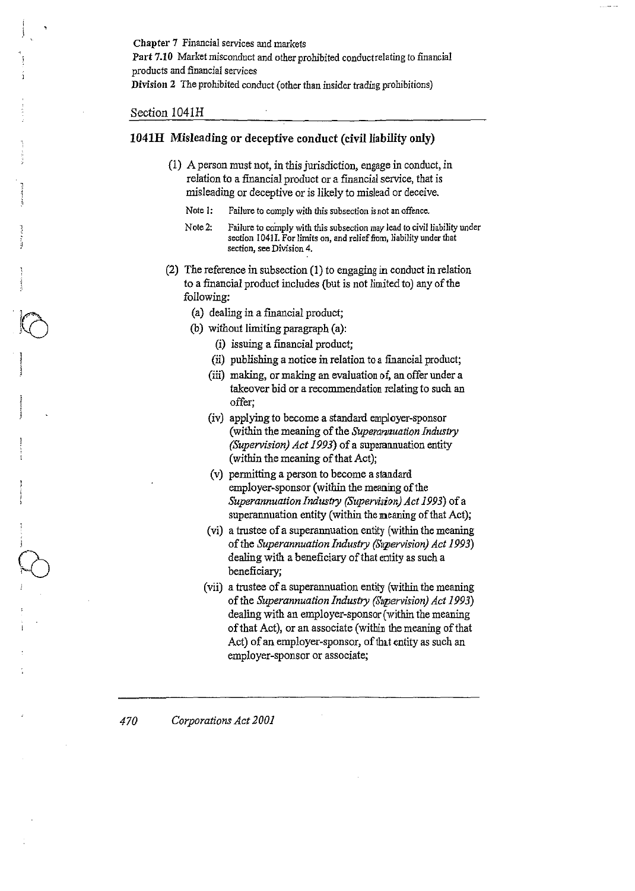## 1041H Misleading or deceptive conduct (civil liability only)

(1) A person must not, in this jurisdiction, engage in conduct, in relation to a financial product or a financial service, that is misleading or deceptive or is likely to mislead or deceive.

Note 1: Failure to comply with this subsection is not an offence.

Note 2: Failure to comply with this subsection may lead to civil liability under section 1041I. For limits on, and relief from, liability under that section, see Division 4.

(2) The reference in subsection (1) to engaging in conduct in relation to a financial product includes (but is not limited to) any of the following:

(a) dealing in a financial product;

(b) without limiting paragraph (a):

(i) issuing a financial product;

(ii) publishing a notice in relation to a financial product;

(iii) making, or making an evaluation of, an offer under a takeover bid or a recommendation relating to such an offer;

(iv) applying to become a standard employer-sponsor (within the meaning of the *Superannuation Industry (Supervision) Act 1993*) of a superannuation entity (within the meaning of that Act);

(v) permitting a person to become a standard employer-sponsor (within the meaning of the *Superannuation Industry (Supervision) Act 1993*) of a superannuation entity (within the meaning of that Act);

(vi) a trustee of a superannuation entity (within the meaning of the *Superannuation Industry (Supervision) Act 1993*) dealing with a beneficiary of that entity as such a beneficiary;

(vii) a trustee of a superannuation entity (within the meaning of the *Superannuation Industry (Supervision) Act 1993*) dealing with an employer-sponsor (within the meaning of that Act), or an associate (within the meaning of that Act) of an employer-sponsor, of that entity as such an employer-sponsor or associate;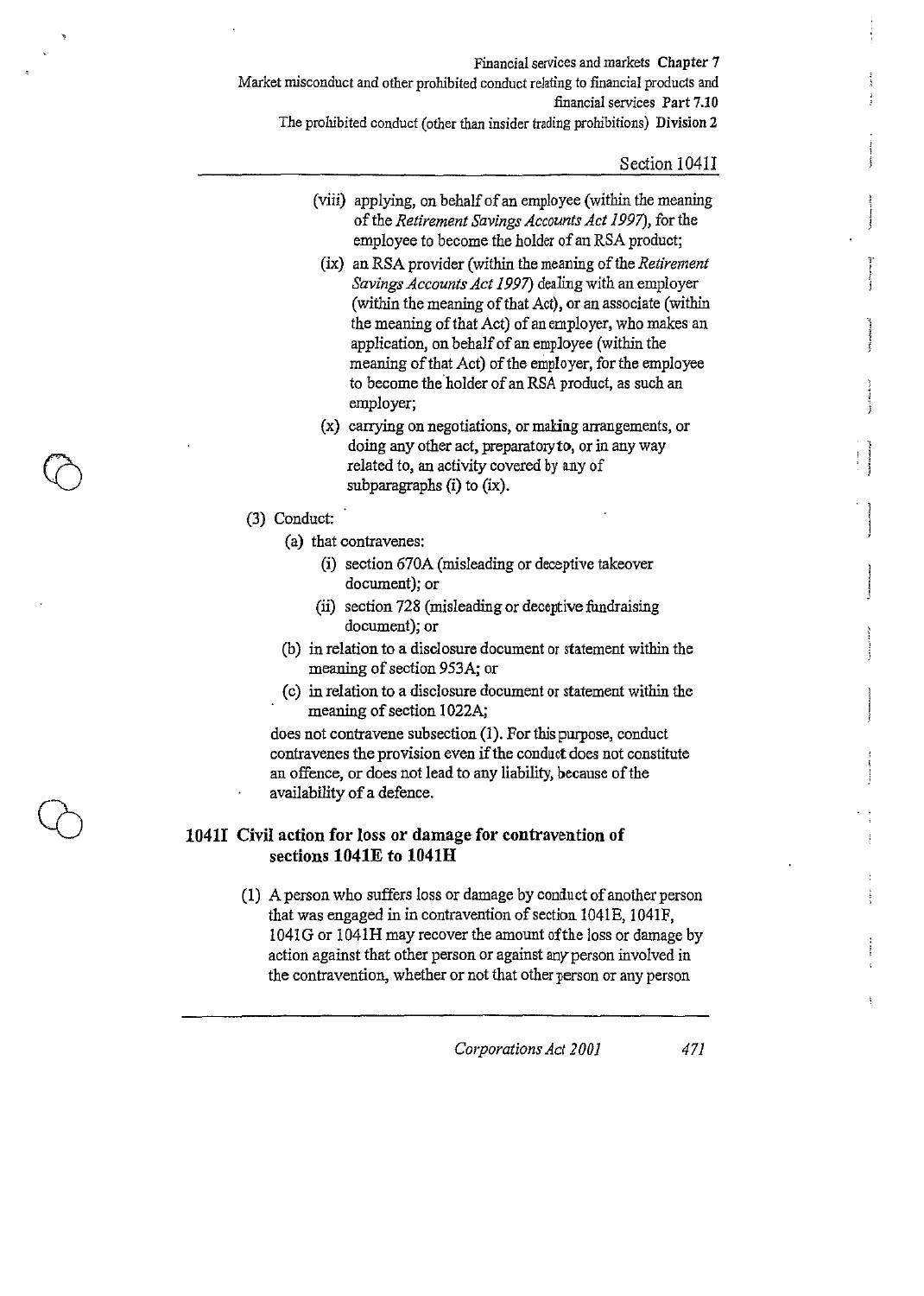(viii) applying, on behalf of an employee (within the meaning of the *Retirement Savings Accounts Act 1997*), for the employee to become the holder of an RSA product;

(ix) an RSA provider (within the meaning of the *Retirement Savings Accounts Act 1997*) dealing with an employer (within the meaning of that Act), or an associate (within the meaning of that Act) of an employer, who makes an application, on behalf of an employee (within the meaning of that Act) of the employer, for the employee to become the holder of an RSA product, as such an employer;

(x) carrying on negotiations, or making arrangements, or doing any other act, preparatory to, or in any way related to, an activity covered by any of subparagraphs (i) to (ix).

(3) Conduct:

(a) that contravenes:

(i) section 670A (misleading or deceptive takeover document); or

(ii) section 728 (misleading or deceptive fundraising document); or

(b) in relation to a disclosure document or statement within the meaning of section 953A; or

(c) in relation to a disclosure document or statement within the meaning of section 1022A;

does not contravene subsection (1). For this purpose, conduct contravenes the provision even if the conduct does not constitute an offence, or does not lead to any liability, because of the availability of a defence.

## 1041I Civil action for loss or damage for contravention of sections 1041E to 1041H

(1) A person who suffers loss or damage by conduct of another person that was engaged in in contravention of section 1041E, 1041F, 1041G or 1041H may recover the amount of the loss or damage by action against that other person or against any person involved in the contravention, whether or not that other person or any person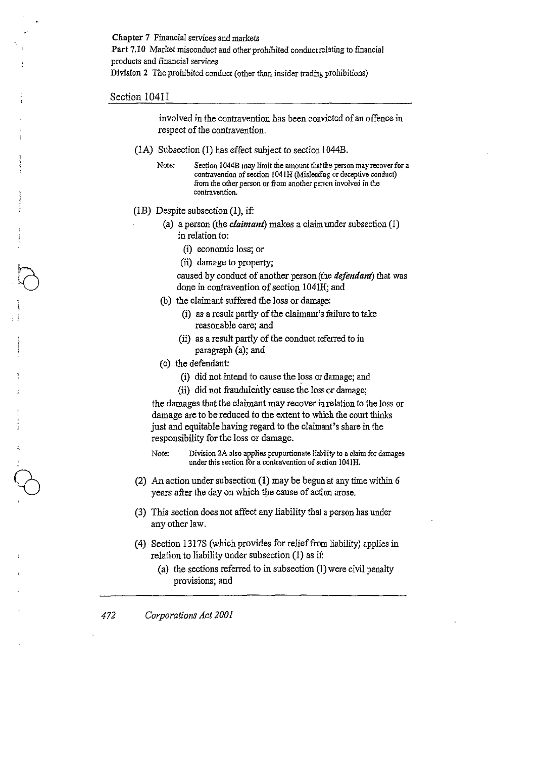involved in the contravention has been convicted of an offence in respect of the contravention.

(1A) Subsection (1) has effect subject to section 1044B.

Note: Section 1044B may limit the amount that the person may recover for a contravention of section 1041H (Misleading or deceptive conduct) from the other person or from another person involved in the contravention.

(1B) Despite subsection (1), if:

- (a) a person (the ***claimant***) makes a claim under subsection (1) in relation to:
  - (i) economic loss; or
  - (ii) damage to property;

  caused by conduct of another person (the ***defendant***) that was done in contravention of section 1041H; and
- (b) the claimant suffered the loss or damage:
  - (i) as a result partly of the claimant's failure to take reasonable care; and
  - (ii) as a result partly of the conduct referred to in paragraph (a); and
- (c) the defendant:
  - (i) did not intend to cause the loss or damage; and
  - (ii) did not fraudulently cause the loss or damage;

the damages that the claimant may recover in relation to the loss or damage are to be reduced to the extent to which the court thinks just and equitable having regard to the claimant's share in the responsibility for the loss or damage.

Note: Division 2A also applies proportionate liability to a claim for damages under this section for a contravention of section 1041H.

(2) An action under subsection (1) may be begun at any time within 6 years after the day on which the cause of action arose.

(3) This section does not affect any liability that a person has under any other law.

(4) Section 1317S (which provides for relief from liability) applies in relation to liability under subsection (1) as if:

- (a) the sections referred to in subsection (1) were civil penalty provisions; and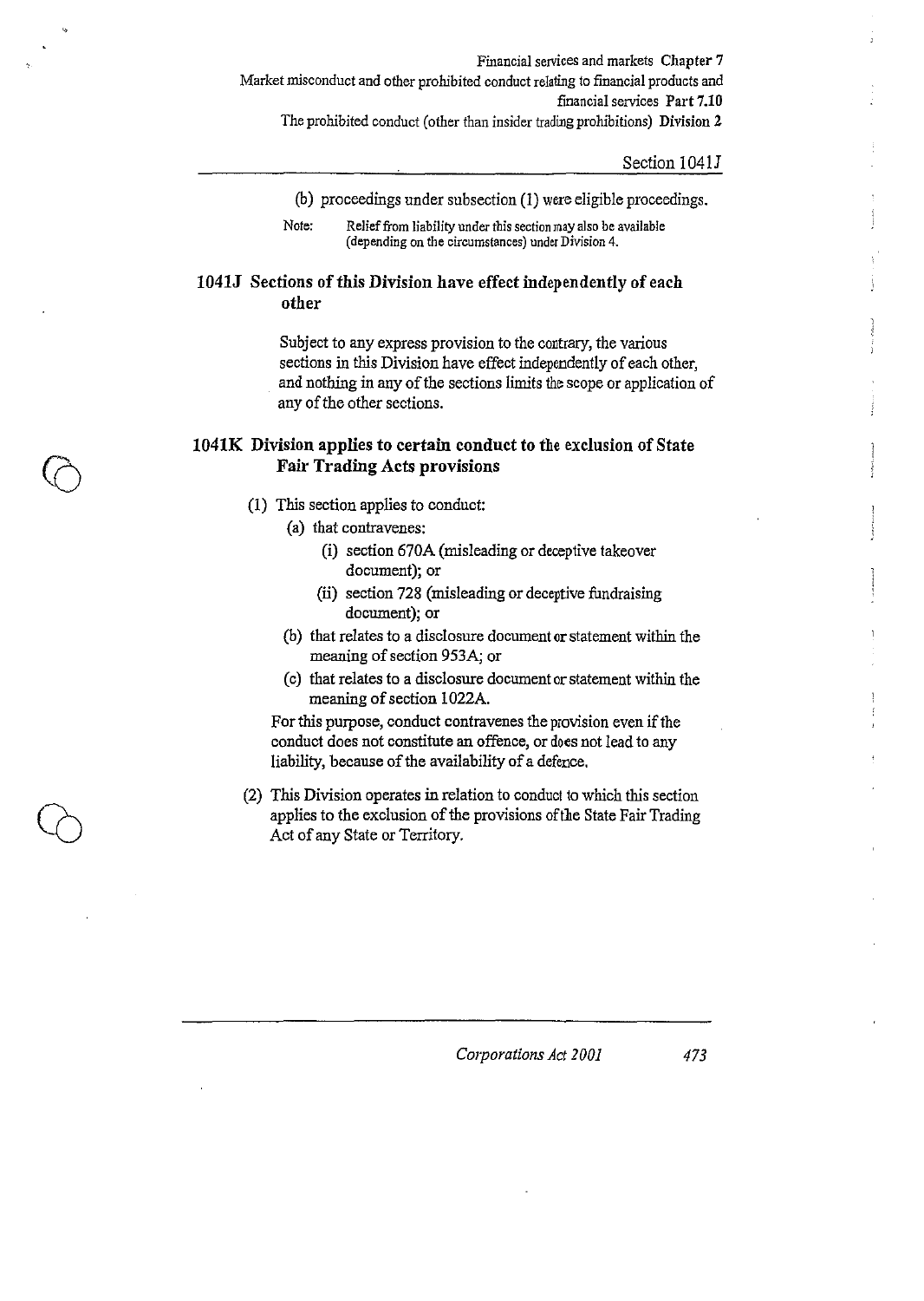(b) proceedings under subsection (1) were eligible proceedings.

Note: Relief from liability under this section may also be available (depending on the circumstances) under Division 4.

### 1041J Sections of this Division have effect independently of each other

Subject to any express provision to the contrary, the various sections in this Division have effect independently of each other, and nothing in any of the sections limits the scope or application of any of the other sections.

### 1041K Division applies to certain conduct to the exclusion of State Fair Trading Acts provisions

(1) This section applies to conduct:

- (a) that contravenes:
  - (i) section 670A (misleading or deceptive takeover document); or
  - (ii) section 728 (misleading or deceptive fundraising document); or
- (b) that relates to a disclosure document or statement within the meaning of section 953A; or
- (c) that relates to a disclosure document or statement within the meaning of section 1022A.

For this purpose, conduct contravenes the provision even if the conduct does not constitute an offence, or does not lead to any liability, because of the availability of a defence.

(2) This Division operates in relation to conduct to which this section applies to the exclusion of the provisions of the State Fair Trading Act of any State or Territory.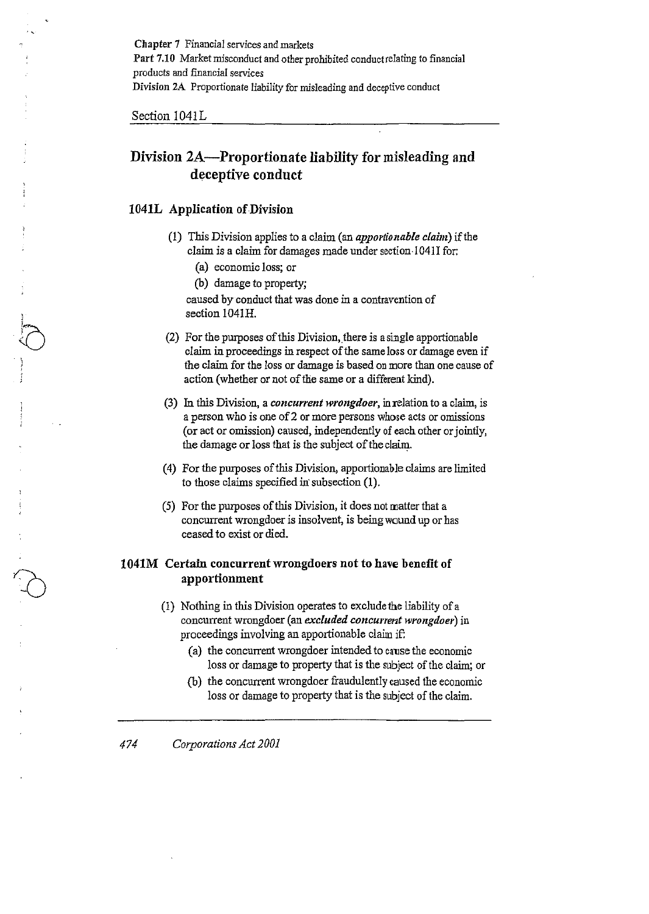## Division 2A—Proportionate liability for misleading and deceptive conduct

### 1041L Application of Division

(1) This Division applies to a claim (an ***apportionable claim***) if the claim is a claim for damages made under section 1041I for:

(a) economic loss; or

(b) damage to property;

caused by conduct that was done in a contravention of section 1041H.

(2) For the purposes of this Division, there is a single apportionable claim in proceedings in respect of the same loss or damage even if the claim for the loss or damage is based on more than one cause of action (whether or not of the same or a different kind).

(3) In this Division, a ***concurrent wrongdoer***, in relation to a claim, is a person who is one of 2 or more persons whose acts or omissions (or act or omission) caused, independently of each other or jointly, the damage or loss that is the subject of the claim.

(4) For the purposes of this Division, apportionable claims are limited to those claims specified in subsection (1).

(5) For the purposes of this Division, it does not matter that a concurrent wrongdoer is insolvent, is being wound up or has ceased to exist or died.

### 1041M Certain concurrent wrongdoers not to have benefit of apportionment

(1) Nothing in this Division operates to exclude the liability of a concurrent wrongdoer (an ***excluded concurrent wrongdoer***) in proceedings involving an apportionable claim if:

(a) the concurrent wrongdoer intended to cause the economic loss or damage to property that is the subject of the claim; or

(b) the concurrent wrongdoer fraudulently caused the economic loss or damage to property that is the subject of the claim.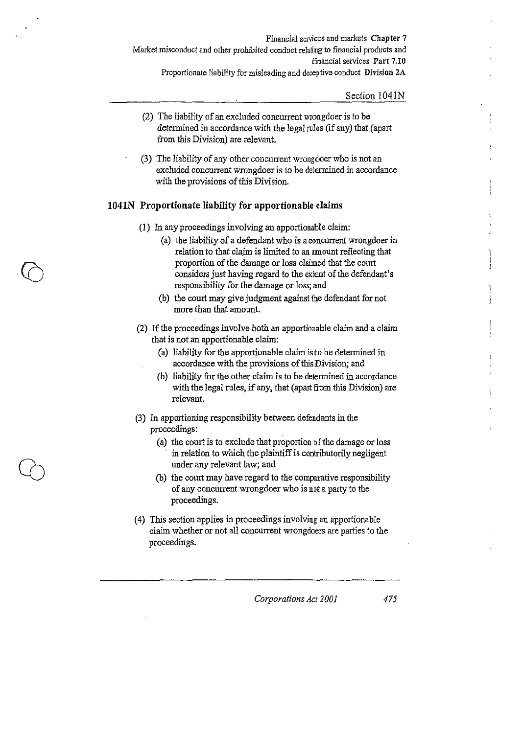(2) The liability of an excluded concurrent wrongdoer is to be determined in accordance with the legal rules (if any) that (apart from this Division) are relevant.

(3) The liability of any other concurrent wrongdoer who is not an excluded concurrent wrongdoer is to be determined in accordance with the provisions of this Division.

### 1041N Proportionate liability for apportionable claims

(1) In any proceedings involving an apportionable claim:

(a) the liability of a defendant who is a concurrent wrongdoer in relation to that claim is limited to an amount reflecting that proportion of the damage or loss claimed that the court considers just having regard to the extent of the defendant's responsibility for the damage or loss; and

(b) the court may give judgment against the defendant for not more than that amount.

(2) If the proceedings involve both an apportionable claim and a claim that is not an apportionable claim:

(a) liability for the apportionable claim is to be determined in accordance with the provisions of this Division; and

(b) liability for the other claim is to be determined in accordance with the legal rules, if any, that (apart from this Division) are relevant.

(3) In apportioning responsibility between defendants in the proceedings:

(a) the court is to exclude that proportion of the damage or loss in relation to which the plaintiff is contributorily negligent under any relevant law; and

(b) the court may have regard to the comparative responsibility of any concurrent wrongdoer who is not a party to the proceedings.

(4) This section applies in proceedings involving an apportionable claim whether or not all concurrent wrongdoers are parties to the proceedings.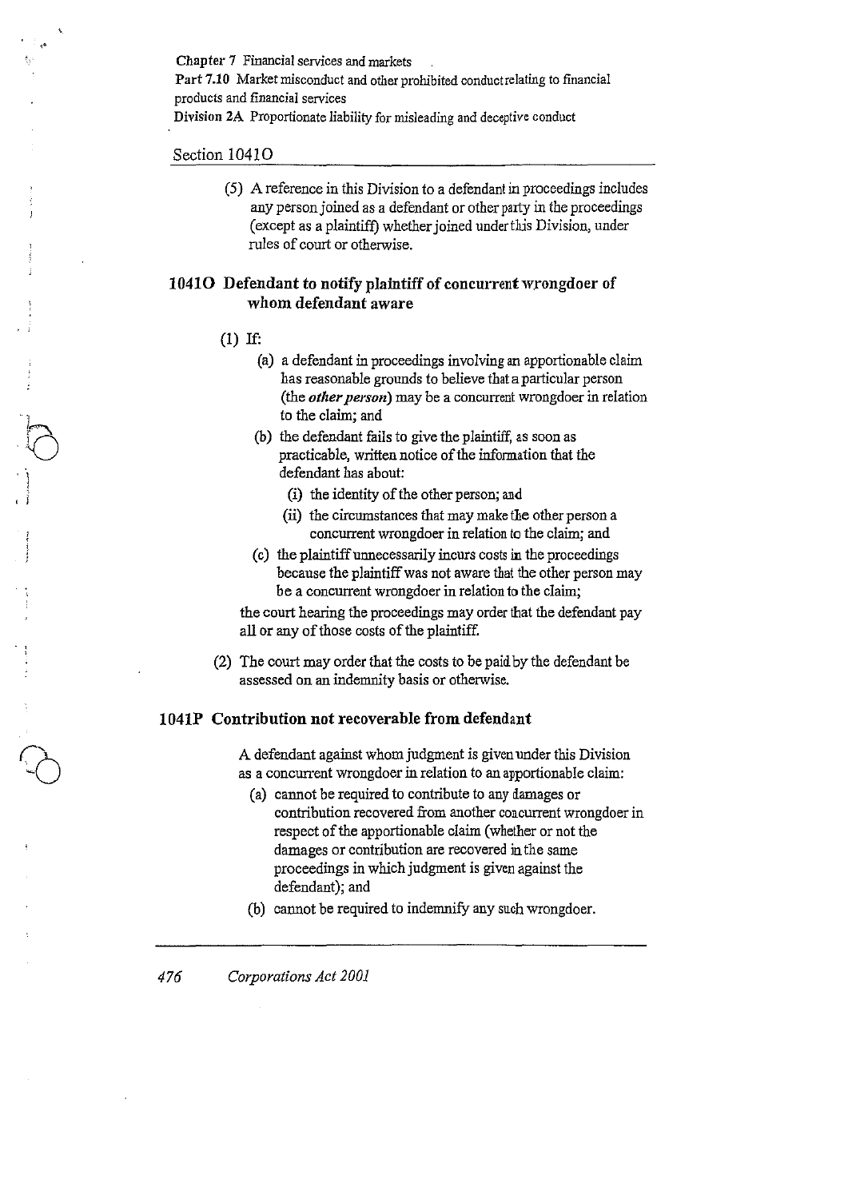(5) A reference in this Division to a defendant in proceedings includes any person joined as a defendant or other party in the proceedings (except as a plaintiff) whether joined under this Division, under rules of court or otherwise.

### 1041O Defendant to notify plaintiff of concurrent wrongdoer of whom defendant aware

(1) If:

(a) a defendant in proceedings involving an apportionable claim has reasonable grounds to believe that a particular person (the ***other person***) may be a concurrent wrongdoer in relation to the claim; and

(b) the defendant fails to give the plaintiff, as soon as practicable, written notice of the information that the defendant has about:

(i) the identity of the other person; and

(ii) the circumstances that may make the other person a concurrent wrongdoer in relation to the claim; and

(c) the plaintiff unnecessarily incurs costs in the proceedings because the plaintiff was not aware that the other person may be a concurrent wrongdoer in relation to the claim;

the court hearing the proceedings may order that the defendant pay all or any of those costs of the plaintiff.

(2) The court may order that the costs to be paid by the defendant be assessed on an indemnity basis or otherwise.

### 1041P Contribution not recoverable from defendant

A defendant against whom judgment is given under this Division as a concurrent wrongdoer in relation to an apportionable claim:

(a) cannot be required to contribute to any damages or contribution recovered from another concurrent wrongdoer in respect of the apportionable claim (whether or not the damages or contribution are recovered in the same proceedings in which judgment is given against the defendant); and

(b) cannot be required to indemnify any such wrongdoer.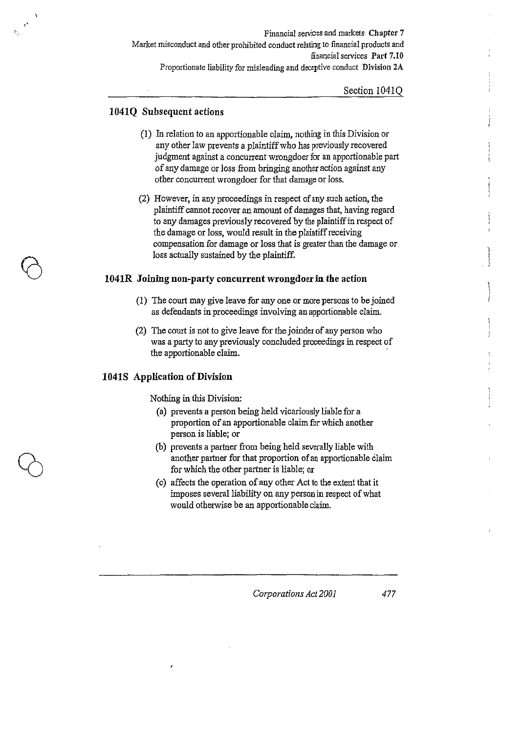### 1041Q Subsequent actions

(1) In relation to an apportionable claim, nothing in this Division or any other law prevents a plaintiff who has previously recovered judgment against a concurrent wrongdoer for an apportionable part of any damage or loss from bringing another action against any other concurrent wrongdoer for that damage or loss.

(2) However, in any proceedings in respect of any such action, the plaintiff cannot recover an amount of damages that, having regard to any damages previously recovered by the plaintiff in respect of the damage or loss, would result in the plaintiff receiving compensation for damage or loss that is greater than the damage or loss actually sustained by the plaintiff.

### 1041R Joining non-party concurrent wrongdoer in the action

(1) The court may give leave for any one or more persons to be joined as defendants in proceedings involving an apportionable claim.

(2) The court is not to give leave for the joinder of any person who was a party to any previously concluded proceedings in respect of the apportionable claim.

### 1041S Application of Division

Nothing in this Division:

(a) prevents a person being held vicariously liable for a proportion of an apportionable claim for which another person is liable; or

(b) prevents a partner from being held severally liable with another partner for that proportion of an apportionable claim for which the other partner is liable; or

(c) affects the operation of any other Act to the extent that it imposes several liability on any person in respect of what would otherwise be an apportionable claim.